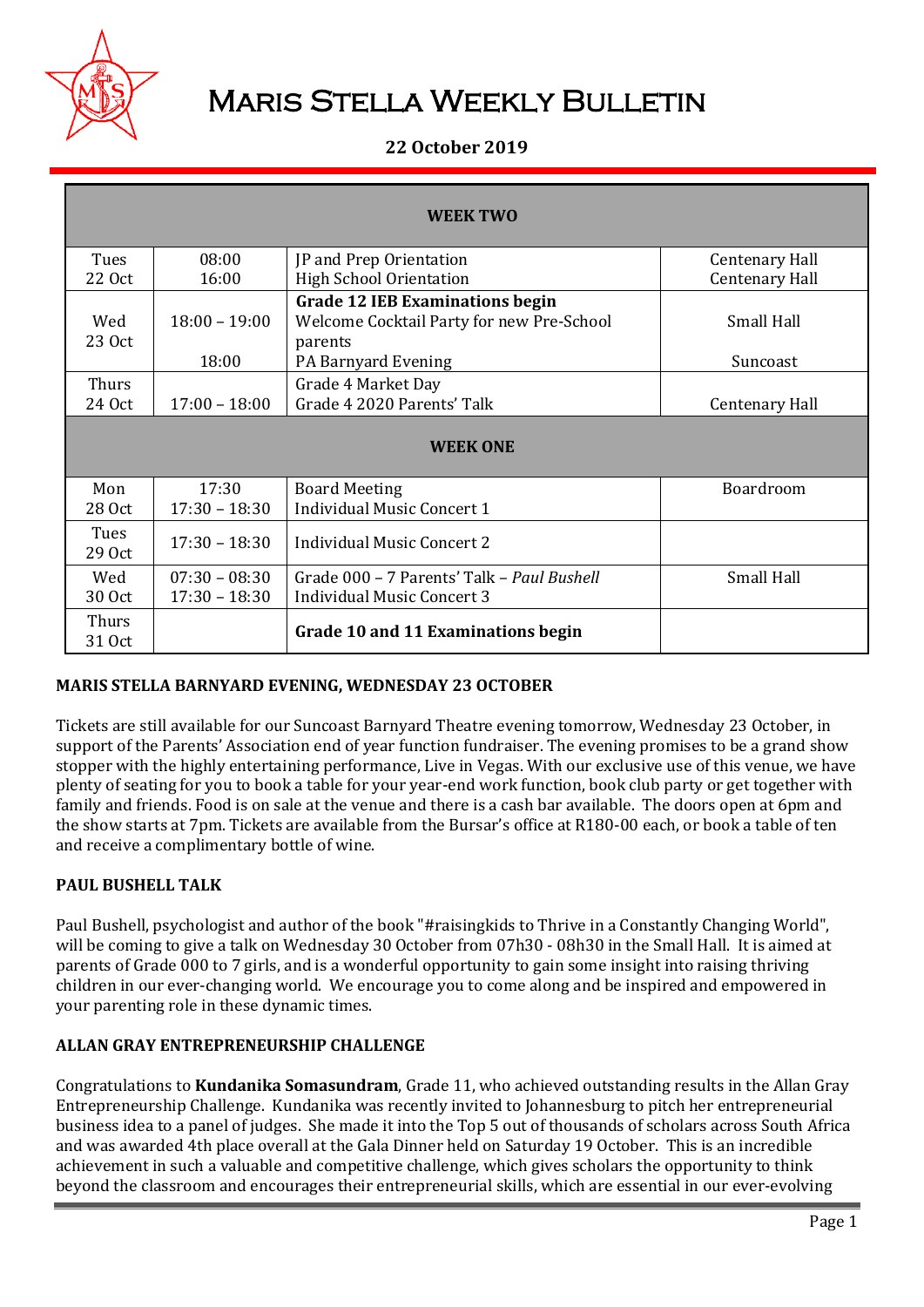# Maris Stella Weekly Bulletin

**22 October 2019**

| | | | |
|---|---|---|---|
| | | **WEEK TWO** | |
| Tues 22 Oct | 08:00<br>16:00 | JP and Prep Orientation<br>High School Orientation | Centenary Hall<br>Centenary Hall |
| Wed 23 Oct | 18:00 – 19:00<br><br>18:00 | **Grade 12 IEB Examinations begin**<br>Welcome Cocktail Party for new Pre-School parents<br>PA Barnyard Evening | Small Hall<br><br>Suncoast |
| Thurs 24 Oct | <br>17:00 – 18:00 | Grade 4 Market Day<br>Grade 4 2020 Parents' Talk | <br>Centenary Hall |
| | | **WEEK ONE** | |
| Mon 28 Oct | 17:30<br>17:30 – 18:30 | Board Meeting<br>Individual Music Concert 1 | Boardroom |
| Tues 29 Oct | 17:30 – 18:30 | Individual Music Concert 2 | |
| Wed 30 Oct | 07:30 – 08:30<br>17:30 – 18:30 | Grade 000 – 7 Parents' Talk – *Paul Bushell*<br>Individual Music Concert 3 | Small Hall |
| Thurs 31 Oct | | **Grade 10 and 11 Examinations begin** | |

### MARIS STELLA BARNYARD EVENING, WEDNESDAY 23 OCTOBER

Tickets are still available for our Suncoast Barnyard Theatre evening tomorrow, Wednesday 23 October, in support of the Parents' Association end of year function fundraiser. The evening promises to be a grand show stopper with the highly entertaining performance, Live in Vegas. With our exclusive use of this venue, we have plenty of seating for you to book a table for your year-end work function, book club party or get together with family and friends. Food is on sale at the venue and there is a cash bar available. The doors open at 6pm and the show starts at 7pm. Tickets are available from the Bursar's office at R180-00 each, or book a table of ten and receive a complimentary bottle of wine.

### PAUL BUSHELL TALK

Paul Bushell, psychologist and author of the book "#raisingkids to Thrive in a Constantly Changing World", will be coming to give a talk on Wednesday 30 October from 07h30 - 08h30 in the Small Hall. It is aimed at parents of Grade 000 to 7 girls, and is a wonderful opportunity to gain some insight into raising thriving children in our ever-changing world. We encourage you to come along and be inspired and empowered in your parenting role in these dynamic times.

### ALLAN GRAY ENTREPRENEURSHIP CHALLENGE

Congratulations to **Kundanika Somasundram**, Grade 11, who achieved outstanding results in the Allan Gray Entrepreneurship Challenge. Kundanika was recently invited to Johannesburg to pitch her entrepreneurial business idea to a panel of judges. She made it into the Top 5 out of thousands of scholars across South Africa and was awarded 4th place overall at the Gala Dinner held on Saturday 19 October. This is an incredible achievement in such a valuable and competitive challenge, which gives scholars the opportunity to think beyond the classroom and encourages their entrepreneurial skills, which are essential in our ever-evolving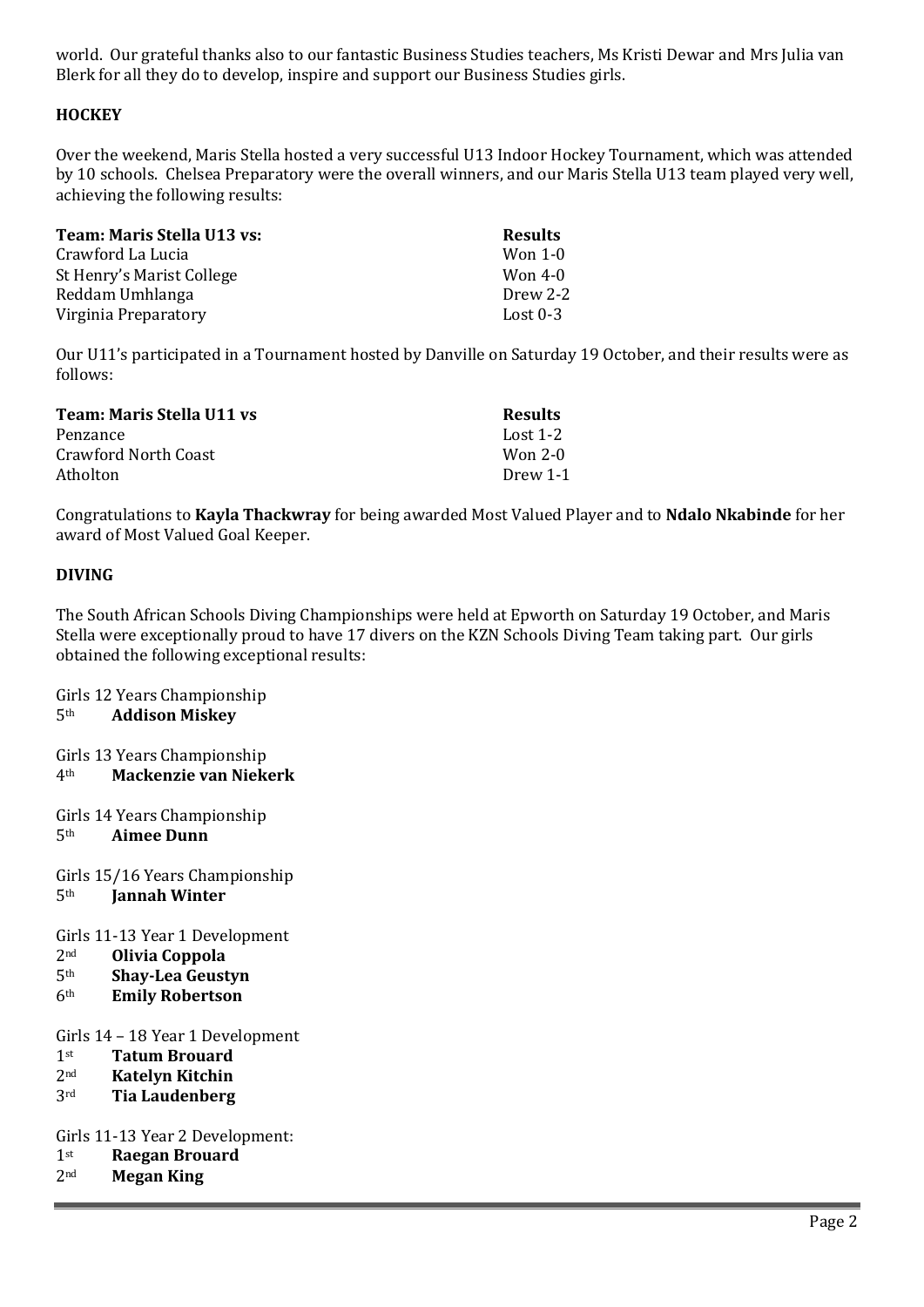world. Our grateful thanks also to our fantastic Business Studies teachers, Ms Kristi Dewar and Mrs Julia van Blerk for all they do to develop, inspire and support our Business Studies girls.

**HOCKEY**

Over the weekend, Maris Stella hosted a very successful U13 Indoor Hockey Tournament, which was attended by 10 schools. Chelsea Preparatory were the overall winners, and our Maris Stella U13 team played very well, achieving the following results:

| **Team: Maris Stella U13 vs:** | **Results** |
|---|---|
| Crawford La Lucia | Won 1-0 |
| St Henry's Marist College | Won 4-0 |
| Reddam Umhlanga | Drew 2-2 |
| Virginia Preparatory | Lost 0-3 |

Our U11's participated in a Tournament hosted by Danville on Saturday 19 October, and their results were as follows:

| **Team: Maris Stella U11 vs** | **Results** |
|---|---|
| Penzance | Lost 1-2 |
| Crawford North Coast | Won 2-0 |
| Atholton | Drew 1-1 |

Congratulations to **Kayla Thackwray** for being awarded Most Valued Player and to **Ndalo Nkabinde** for her award of Most Valued Goal Keeper.

**DIVING**

The South African Schools Diving Championships were held at Epworth on Saturday 19 October, and Maris Stella were exceptionally proud to have 17 divers on the KZN Schools Diving Team taking part. Our girls obtained the following exceptional results:

Girls 12 Years Championship
5th **Addison Miskey**

Girls 13 Years Championship
4th **Mackenzie van Niekerk**

Girls 14 Years Championship
5th **Aimee Dunn**

Girls 15/16 Years Championship
5th **Jannah Winter**

Girls 11-13 Year 1 Development
2nd **Olivia Coppola**
5th **Shay-Lea Geustyn**
6th **Emily Robertson**

Girls 14 – 18 Year 1 Development
1st **Tatum Brouard**
2nd **Katelyn Kitchin**
3rd **Tia Laudenberg**

Girls 11-13 Year 2 Development:
1st **Raegan Brouard**
2nd **Megan King**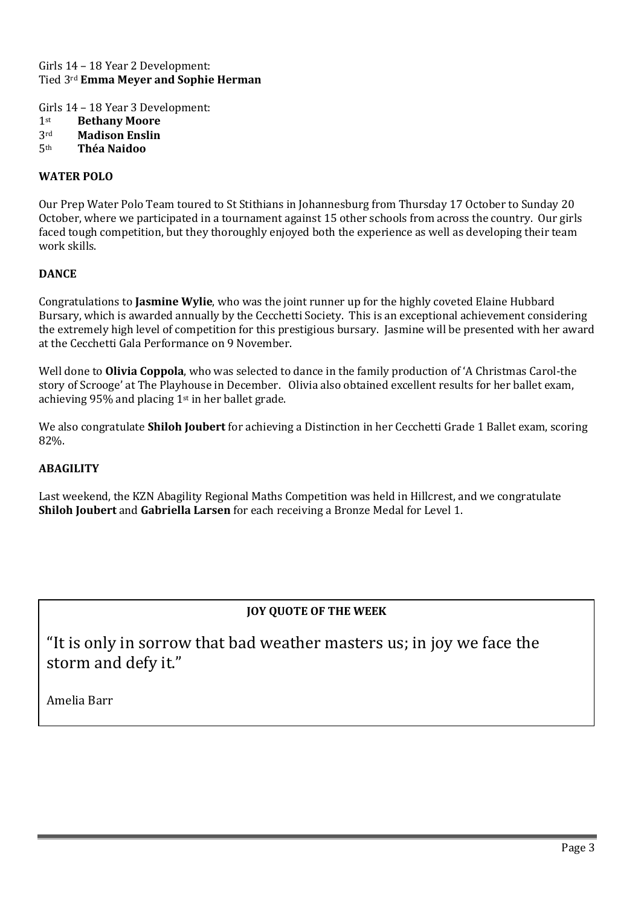Girls 14 – 18 Year 2 Development:
Tied 3rd **Emma Meyer and Sophie Herman**

Girls 14 – 18 Year 3 Development:
1st **Bethany Moore**
3rd **Madison Enslin**
5th **Théa Naidoo**

### WATER POLO

Our Prep Water Polo Team toured to St Stithians in Johannesburg from Thursday 17 October to Sunday 20 October, where we participated in a tournament against 15 other schools from across the country. Our girls faced tough competition, but they thoroughly enjoyed both the experience as well as developing their team work skills.

### DANCE

Congratulations to **Jasmine Wylie**, who was the joint runner up for the highly coveted Elaine Hubbard Bursary, which is awarded annually by the Cecchetti Society. This is an exceptional achievement considering the extremely high level of competition for this prestigious bursary. Jasmine will be presented with her award at the Cecchetti Gala Performance on 9 November.

Well done to **Olivia Coppola**, who was selected to dance in the family production of 'A Christmas Carol-the story of Scrooge' at The Playhouse in December. Olivia also obtained excellent results for her ballet exam, achieving 95% and placing 1st in her ballet grade.

We also congratulate **Shiloh Joubert** for achieving a Distinction in her Cecchetti Grade 1 Ballet exam, scoring 82%.

### ABAGILITY

Last weekend, the KZN Abagility Regional Maths Competition was held in Hillcrest, and we congratulate **Shiloh Joubert** and **Gabriella Larsen** for each receiving a Bronze Medal for Level 1.

**JOY QUOTE OF THE WEEK**

"It is only in sorrow that bad weather masters us; in joy we face the storm and defy it."

Amelia Barr